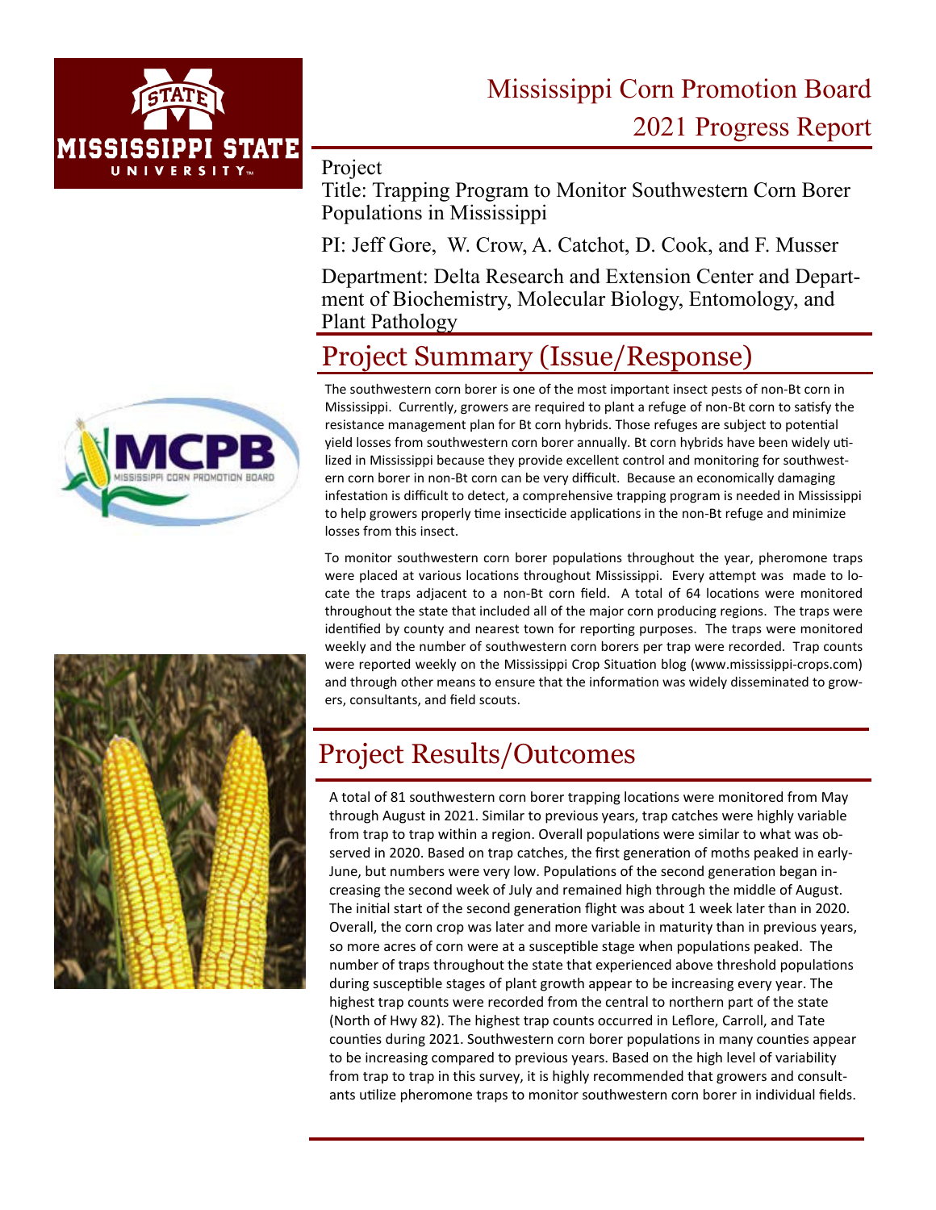# Mississippi Corn Promotion Board 2021 Progress Report

Project

Title: Trapping Program to Monitor Southwestern Corn Borer Populations in Mississippi

PI: Jeff Gore, W. Crow, A. Catchot, D. Cook, and F. Musser

Department: Delta Research and Extension Center and Department of Biochemistry, Molecular Biology, Entomology, and Plant Pathology

## Project Summary (Issue/Response)

The southwestern corn borer is one of the most important insect pests of non-Bt corn in Mississippi. Currently, growers are required to plant a refuge of non-Bt corn to satisfy the resistance management plan for Bt corn hybrids. Those refuges are subject to potential yield losses from southwestern corn borer annually. Bt corn hybrids have been widely utilized in Mississippi because they provide excellent control and monitoring for southwestern corn borer in non-Bt corn can be very difficult. Because an economically damaging infestation is difficult to detect, a comprehensive trapping program is needed in Mississippi to help growers properly time insecticide applications in the non-Bt refuge and minimize losses from this insect.

To monitor southwestern corn borer populations throughout the year, pheromone traps were placed at various locations throughout Mississippi. Every attempt was made to locate the traps adjacent to a non-Bt corn field. A total of 64 locations were monitored throughout the state that included all of the major corn producing regions. The traps were identified by county and nearest town for reporting purposes. The traps were monitored weekly and the number of southwestern corn borers per trap were recorded. Trap counts were reported weekly on the Mississippi Crop Situation blog (www.mississippi-crops.com) and through other means to ensure that the information was widely disseminated to growers, consultants, and field scouts.

## Project Results/Outcomes

A total of 81 southwestern corn borer trapping locations were monitored from May through August in 2021. Similar to previous years, trap catches were highly variable from trap to trap within a region. Overall populations were similar to what was observed in 2020. Based on trap catches, the first generation of moths peaked in early-June, but numbers were very low. Populations of the second generation began increasing the second week of July and remained high through the middle of August. The initial start of the second generation flight was about 1 week later than in 2020. Overall, the corn crop was later and more variable in maturity than in previous years, so more acres of corn were at a susceptible stage when populations peaked. The number of traps throughout the state that experienced above threshold populations during susceptible stages of plant growth appear to be increasing every year. The highest trap counts were recorded from the central to northern part of the state (North of Hwy 82). The highest trap counts occurred in Leflore, Carroll, and Tate counties during 2021. Southwestern corn borer populations in many counties appear to be increasing compared to previous years. Based on the high level of variability from trap to trap in this survey, it is highly recommended that growers and consultants utilize pheromone traps to monitor southwestern corn borer in individual fields.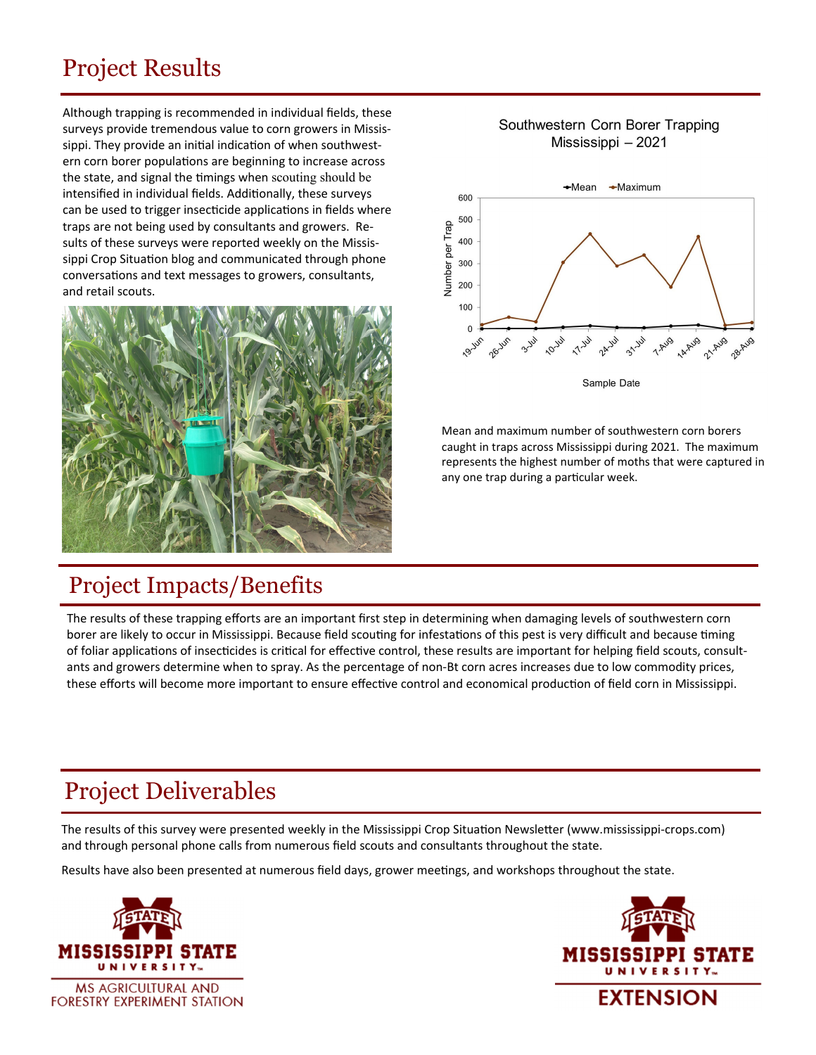# Project Results

Although trapping is recommended in individual fields, these surveys provide tremendous value to corn growers in Mississippi. They provide an initial indication of when southwestern corn borer populations are beginning to increase across the state, and signal the timings when scouting should be intensified in individual fields. Additionally, these surveys can be used to trigger insecticide applications in fields where traps are not being used by consultants and growers. Results of these surveys were reported weekly on the Mississippi Crop Situation blog and communicated through phone conversations and text messages to growers, consultants, and retail scouts.

Southwestern Corn Borer Trapping
Mississippi – 2021

Mean
Maximum

Number per Trap

600
500
400
300
200
100
0

19-Jun
26-Jun
3-Jul
10-Jul
17-Jul
24-Jul
31-Jul
7-Aug
14-Aug
21-Aug
28-Aug

Sample Date

Mean and maximum number of southwestern corn borers caught in traps across Mississippi during 2021. The maximum represents the highest number of moths that were captured in any one trap during a particular week.

# Project Impacts/Benefits

The results of these trapping efforts are an important first step in determining when damaging levels of southwestern corn borer are likely to occur in Mississippi. Because field scouting for infestations of this pest is very difficult and because timing of foliar applications of insecticides is critical for effective control, these results are important for helping field scouts, consultants and growers determine when to spray. As the percentage of non-Bt corn acres increases due to low commodity prices, these efforts will become more important to ensure effective control and economical production of field corn in Mississippi.

# Project Deliverables

The results of this survey were presented weekly in the Mississippi Crop Situation Newsletter (www.mississippi-crops.com) and through personal phone calls from numerous field scouts and consultants throughout the state.

Results have also been presented at numerous field days, grower meetings, and workshops throughout the state.

MISSISSIPPI STATE UNIVERSITY
MS AGRICULTURAL AND FORESTRY EXPERIMENT STATION

MISSISSIPPI STATE UNIVERSITY
EXTENSION